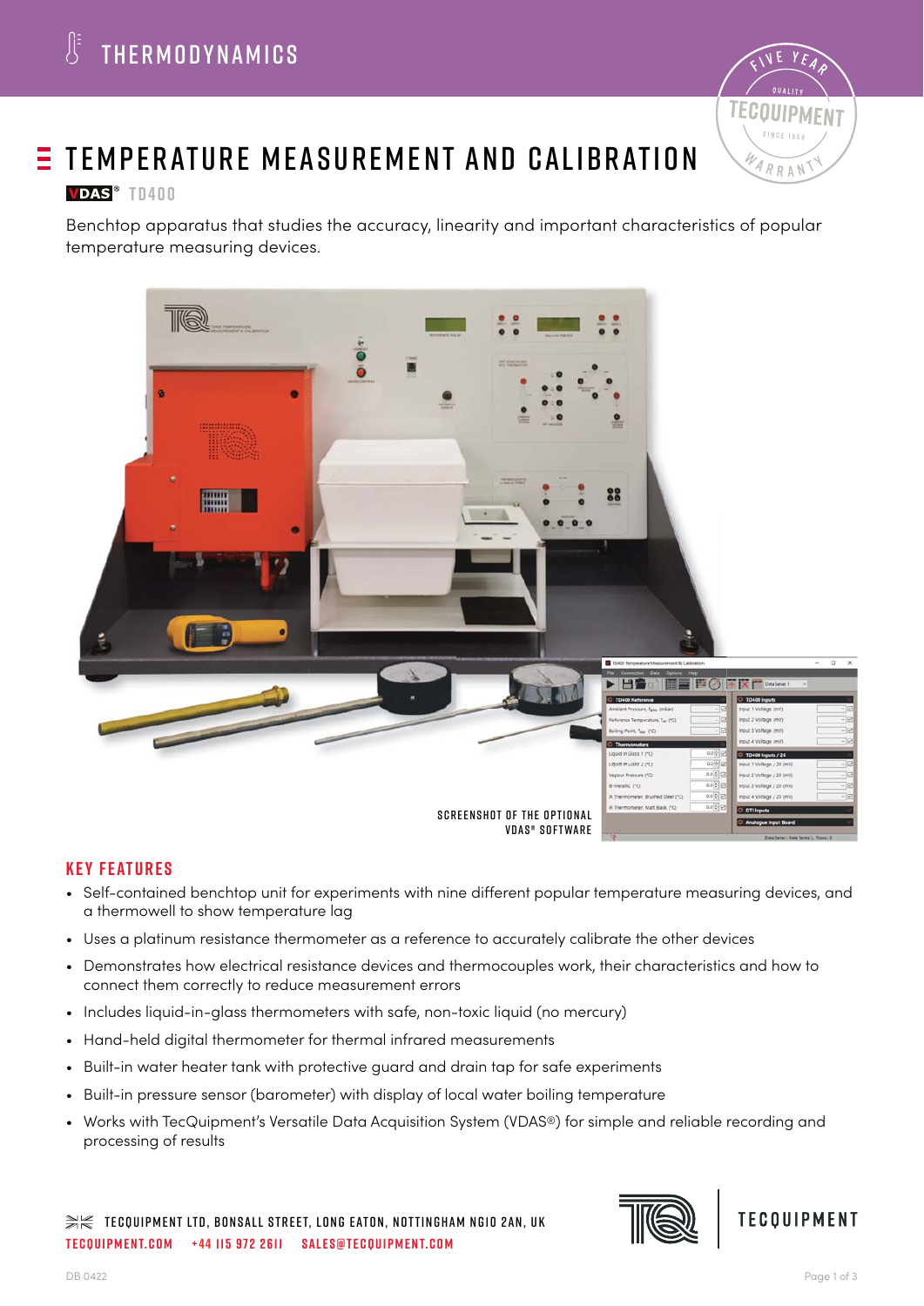THERMODYNAMICS

# TEMPERATURE MEASUREMENT AND CALIBRATION

VDAS® TD400

Benchtop apparatus that studies the accuracy, linearity and important characteristics of popular temperature measuring devices.

SCREENSHOT OF THE OPTIONAL VDAS® SOFTWARE

## KEY FEATURES

- Self-contained benchtop unit for experiments with nine different popular temperature measuring devices, and a thermowell to show temperature lag
- Uses a platinum resistance thermometer as a reference to accurately calibrate the other devices
- Demonstrates how electrical resistance devices and thermocouples work, their characteristics and how to connect them correctly to reduce measurement errors
- Includes liquid-in-glass thermometers with safe, non-toxic liquid (no mercury)
- Hand-held digital thermometer for thermal infrared measurements
- Built-in water heater tank with protective guard and drain tap for safe experiments
- Built-in pressure sensor (barometer) with display of local water boiling temperature
- Works with TecQuipment's Versatile Data Acquisition System (VDAS®) for simple and reliable recording and processing of results

TECQUIPMENT LTD, BONSALL STREET, LONG EATON, NOTTINGHAM NG10 2AN, UK
TECQUIPMENT.COM +44 115 972 2611 SALES@TECQUIPMENT.COM

DB 0422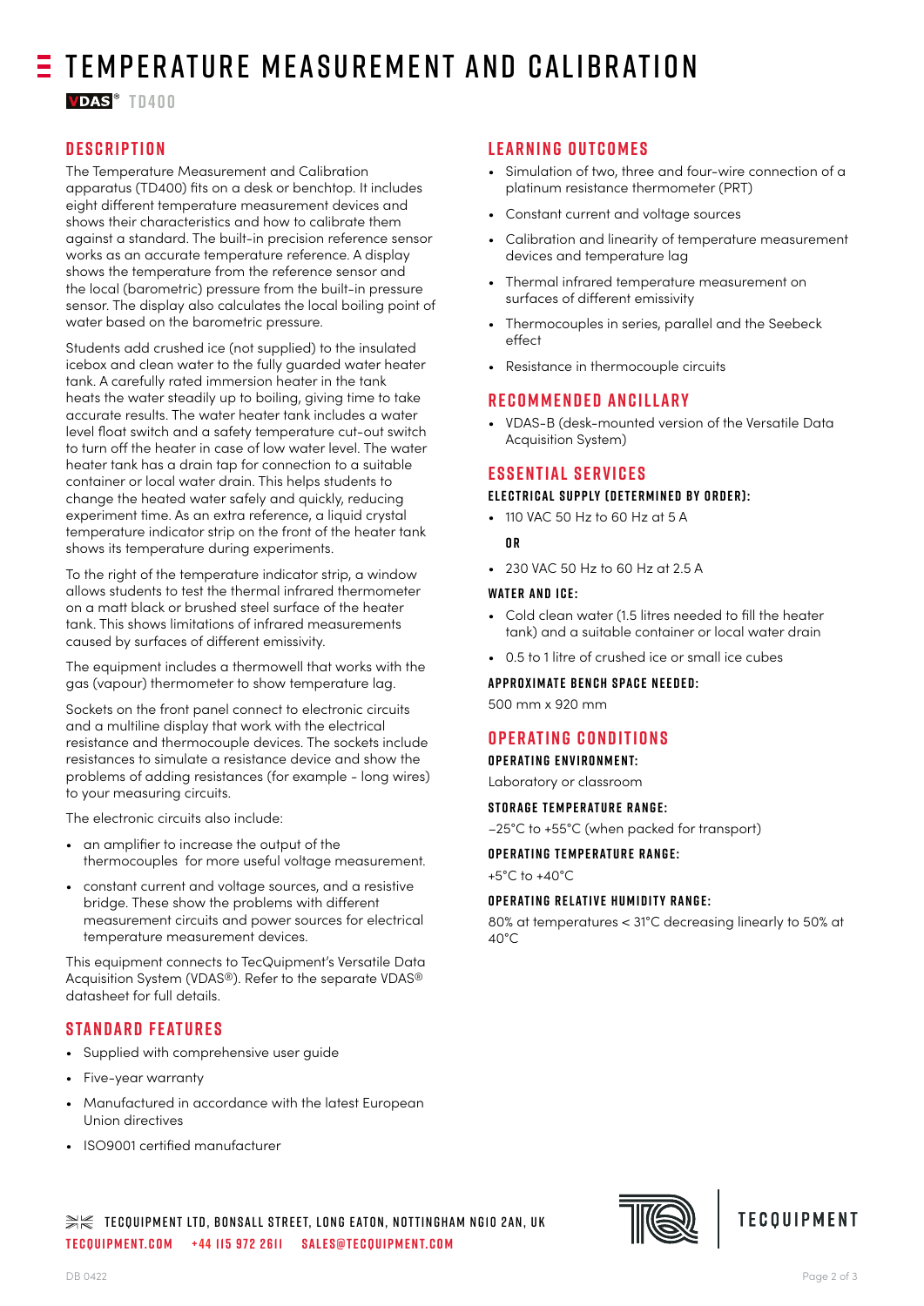# TEMPERATURE MEASUREMENT AND CALIBRATION

VDAS® TD400

## DESCRIPTION

The Temperature Measurement and Calibration apparatus (TD400) fits on a desk or benchtop. It includes eight different temperature measurement devices and shows their characteristics and how to calibrate them against a standard. The built-in precision reference sensor works as an accurate temperature reference. A display shows the temperature from the reference sensor and the local (barometric) pressure from the built-in pressure sensor. The display also calculates the local boiling point of water based on the barometric pressure.

Students add crushed ice (not supplied) to the insulated icebox and clean water to the fully guarded water heater tank. A carefully rated immersion heater in the tank heats the water steadily up to boiling, giving time to take accurate results. The water heater tank includes a water level float switch and a safety temperature cut-out switch to turn off the heater in case of low water level. The water heater tank has a drain tap for connection to a suitable container or local water drain. This helps students to change the heated water safely and quickly, reducing experiment time. As an extra reference, a liquid crystal temperature indicator strip on the front of the heater tank shows its temperature during experiments.

To the right of the temperature indicator strip, a window allows students to test the thermal infrared thermometer on a matt black or brushed steel surface of the heater tank. This shows limitations of infrared measurements caused by surfaces of different emissivity.

The equipment includes a thermowell that works with the gas (vapour) thermometer to show temperature lag.

Sockets on the front panel connect to electronic circuits and a multiline display that work with the electrical resistance and thermocouple devices. The sockets include resistances to simulate a resistance device and show the problems of adding resistances (for example - long wires) to your measuring circuits.

The electronic circuits also include:

- an amplifier to increase the output of the thermocouples for more useful voltage measurement.
- constant current and voltage sources, and a resistive bridge. These show the problems with different measurement circuits and power sources for electrical temperature measurement devices.

This equipment connects to TecQuipment's Versatile Data Acquisition System (VDAS®). Refer to the separate VDAS® datasheet for full details.

## STANDARD FEATURES

- Supplied with comprehensive user guide
- Five-year warranty
- Manufactured in accordance with the latest European Union directives
- ISO9001 certified manufacturer

## LEARNING OUTCOMES

- Simulation of two, three and four-wire connection of a platinum resistance thermometer (PRT)
- Constant current and voltage sources
- Calibration and linearity of temperature measurement devices and temperature lag
- Thermal infrared temperature measurement on surfaces of different emissivity
- Thermocouples in series, parallel and the Seebeck effect
- Resistance in thermocouple circuits

## RECOMMENDED ANCILLARY

- VDAS-B (desk-mounted version of the Versatile Data Acquisition System)

## ESSENTIAL SERVICES

### ELECTRICAL SUPPLY (DETERMINED BY ORDER):

- 110 VAC 50 Hz to 60 Hz at 5 A

**OR**

- 230 VAC 50 Hz to 60 Hz at 2.5 A

### WATER AND ICE:

- Cold clean water (1.5 litres needed to fill the heater tank) and a suitable container or local water drain
- 0.5 to 1 litre of crushed ice or small ice cubes

### APPROXIMATE BENCH SPACE NEEDED:

500 mm x 920 mm

## OPERATING CONDITIONS

### OPERATING ENVIRONMENT:

Laboratory or classroom

### STORAGE TEMPERATURE RANGE:

–25°C to +55°C (when packed for transport)

### OPERATING TEMPERATURE RANGE:

+5°C to +40°C

### OPERATING RELATIVE HUMIDITY RANGE:

80% at temperatures < 31°C decreasing linearly to 50% at 40°C

TECQUIPMENT LTD, BONSALL STREET, LONG EATON, NOTTINGHAM NG10 2AN, UK
TECQUIPMENT.COM +44 115 972 2611 SALES@TECQUIPMENT.COM

TECQUIPMENT

DB 0422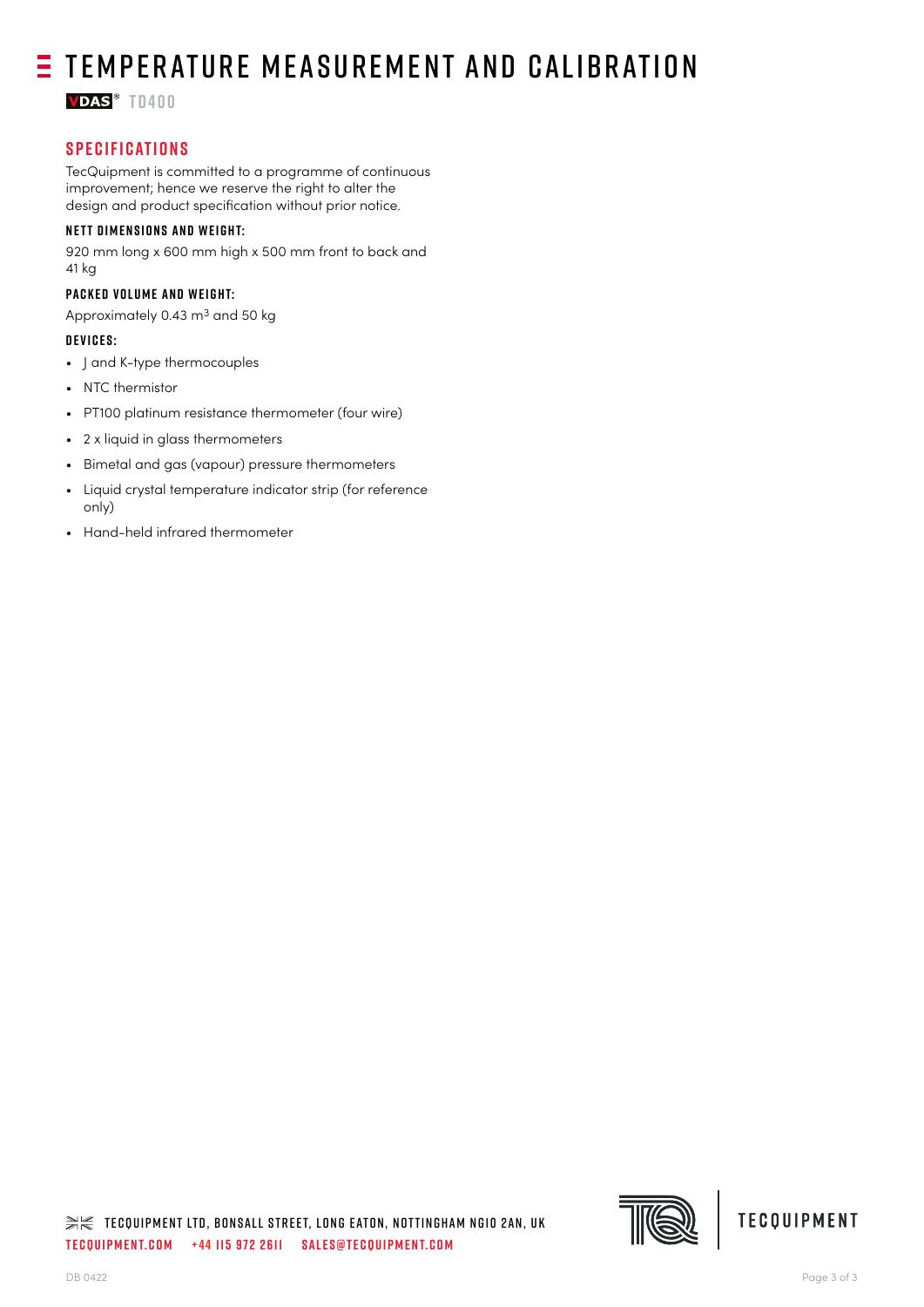# TEMPERATURE MEASUREMENT AND CALIBRATION

VDAS® TD400

## SPECIFICATIONS

TecQuipment is committed to a programme of continuous improvement; hence we reserve the right to alter the design and product specification without prior notice.

### NETT DIMENSIONS AND WEIGHT:

920 mm long x 600 mm high x 500 mm front to back and 41 kg

### PACKED VOLUME AND WEIGHT:

Approximately 0.43 $m^3$ and 50 kg

### DEVICES:

- J and K-type thermocouples
- NTC thermistor
- PT100 platinum resistance thermometer (four wire)
- 2 x liquid in glass thermometers
- Bimetal and gas (vapour) pressure thermometers
- Liquid crystal temperature indicator strip (for reference only)
- Hand-held infrared thermometer

TECQUIPMENT LTD, BONSALL STREET, LONG EATON, NOTTINGHAM NG10 2AN, UK
TECQUIPMENT.COM +44 115 972 2611 SALES@TECQUIPMENT.COM

DB 0422